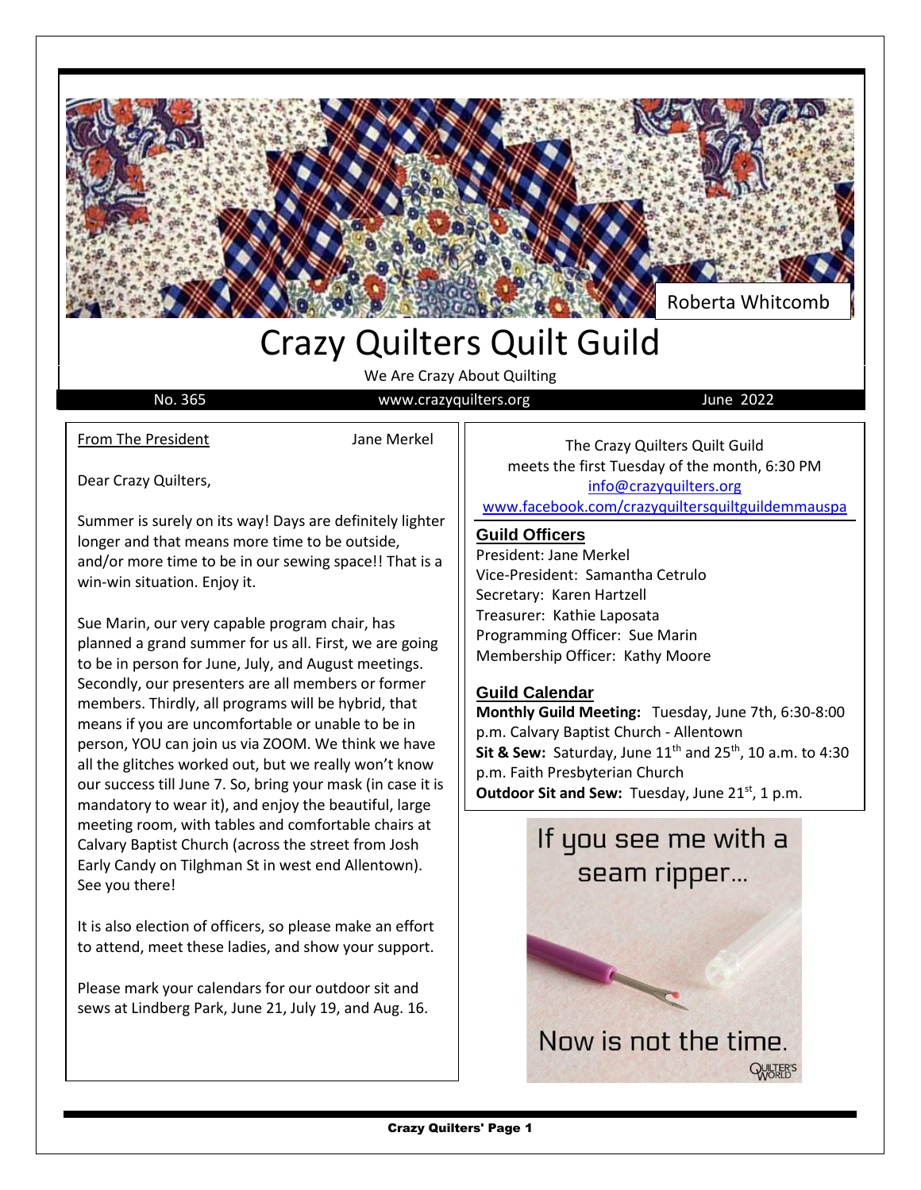Roberta Whitcomb

# Crazy Quilters Quilt Guild

We Are Crazy About Quilting

No. 365 www.crazyquilters.org June 2022

## From The President

Jane Merkel

Dear Crazy Quilters,

Summer is surely on its way! Days are definitely lighter longer and that means more time to be outside, and/or more time to be in our sewing space!! That is a win-win situation. Enjoy it.

Sue Marin, our very capable program chair, has planned a grand summer for us all. First, we are going to be in person for June, July, and August meetings. Secondly, our presenters are all members or former members. Thirdly, all programs will be hybrid, that means if you are uncomfortable or unable to be in person, YOU can join us via ZOOM. We think we have all the glitches worked out, but we really won't know our success till June 7. So, bring your mask (in case it is mandatory to wear it), and enjoy the beautiful, large meeting room, with tables and comfortable chairs at Calvary Baptist Church (across the street from Josh Early Candy on Tilghman St in west end Allentown). See you there!

It is also election of officers, so please make an effort to attend, meet these ladies, and show your support.

Please mark your calendars for our outdoor sit and sews at Lindberg Park, June 21, July 19, and Aug. 16.

---

The Crazy Quilters Quilt Guild
meets the first Tuesday of the month, 6:30 PM
info@crazyquilters.org
www.facebook.com/crazyquiltersquiltguildemmauspa

## Guild Officers

President: Jane Merkel
Vice-President: Samantha Cetrulo
Secretary: Karen Hartzell
Treasurer: Kathie Laposata
Programming Officer: Sue Marin
Membership Officer: Kathy Moore

## Guild Calendar

**Monthly Guild Meeting:** Tuesday, June 7th, 6:30-8:00 p.m. Calvary Baptist Church - Allentown
**Sit & Sew:** Saturday, June 11th and 25th, 10 a.m. to 4:30 p.m. Faith Presbyterian Church
**Outdoor Sit and Sew:** Tuesday, June 21st, 1 p.m.

If you see me with a seam ripper...

Now is not the time.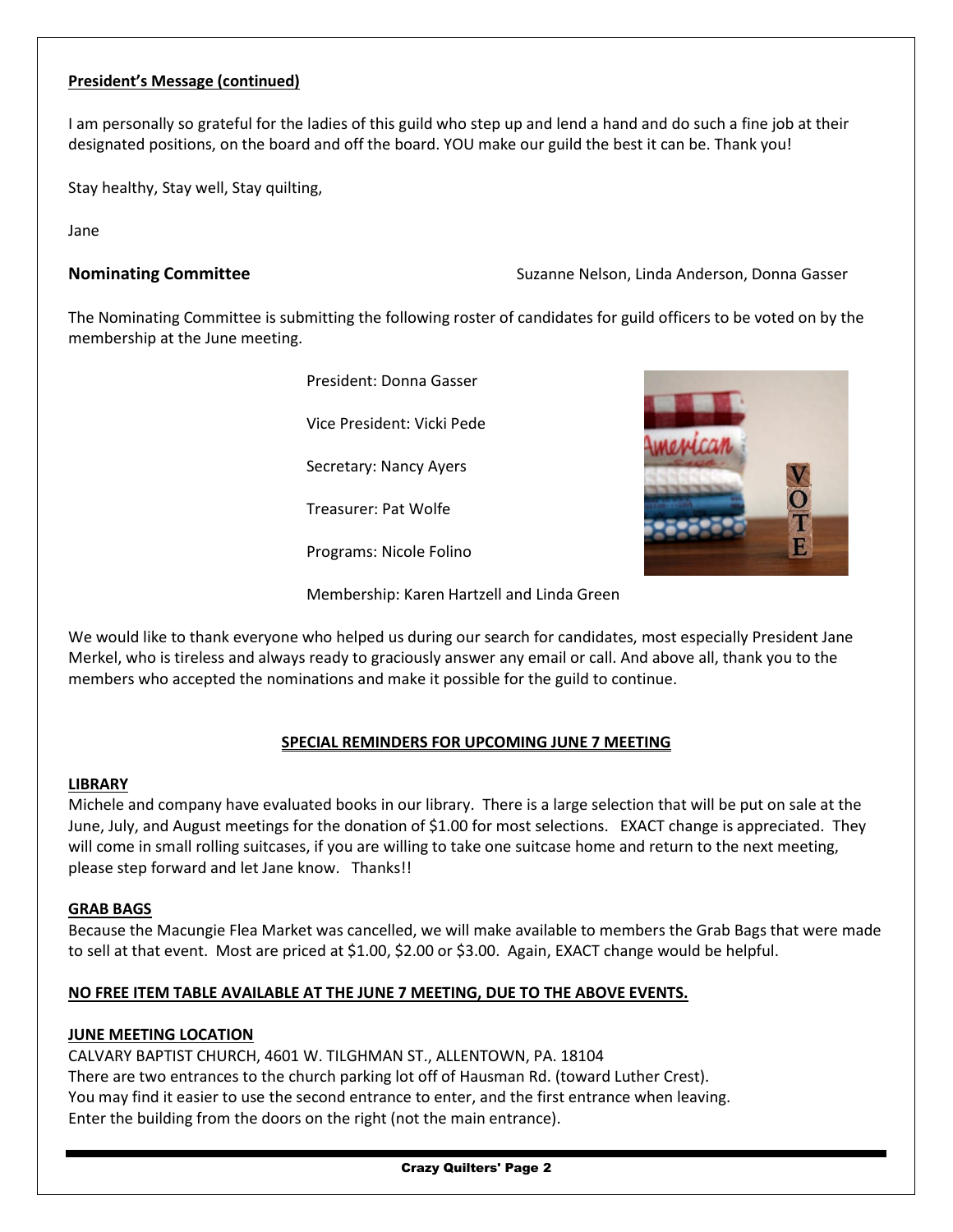**President's Message (continued)**

I am personally so grateful for the ladies of this guild who step up and lend a hand and do such a fine job at their designated positions, on the board and off the board. YOU make our guild the best it can be. Thank you!

Stay healthy, Stay well, Stay quilting,

Jane

## Nominating Committee

Suzanne Nelson, Linda Anderson, Donna Gasser

The Nominating Committee is submitting the following roster of candidates for guild officers to be voted on by the membership at the June meeting.

President: Donna Gasser

Vice President: Vicki Pede

Secretary: Nancy Ayers

Treasurer: Pat Wolfe

Programs: Nicole Folino

Membership: Karen Hartzell and Linda Green

We would like to thank everyone who helped us during our search for candidates, most especially President Jane Merkel, who is tireless and always ready to graciously answer any email or call. And above all, thank you to the members who accepted the nominations and make it possible for the guild to continue.

**SPECIAL REMINDERS FOR UPCOMING JUNE 7 MEETING**

**LIBRARY**

Michele and company have evaluated books in our library. There is a large selection that will be put on sale at the June, July, and August meetings for the donation of $1.00 for most selections. EXACT change is appreciated. They will come in small rolling suitcases, if you are willing to take one suitcase home and return to the next meeting, please step forward and let Jane know. Thanks!!

**GRAB BAGS**

Because the Macungie Flea Market was cancelled, we will make available to members the Grab Bags that were made to sell at that event. Most are priced at $1.00, $2.00 or $3.00. Again, EXACT change would be helpful.

**NO FREE ITEM TABLE AVAILABLE AT THE JUNE 7 MEETING, DUE TO THE ABOVE EVENTS.**

**JUNE MEETING LOCATION**

CALVARY BAPTIST CHURCH, 4601 W. TILGHMAN ST., ALLENTOWN, PA. 18104
There are two entrances to the church parking lot off of Hausman Rd. (toward Luther Crest).
You may find it easier to use the second entrance to enter, and the first entrance when leaving.
Enter the building from the doors on the right (not the main entrance).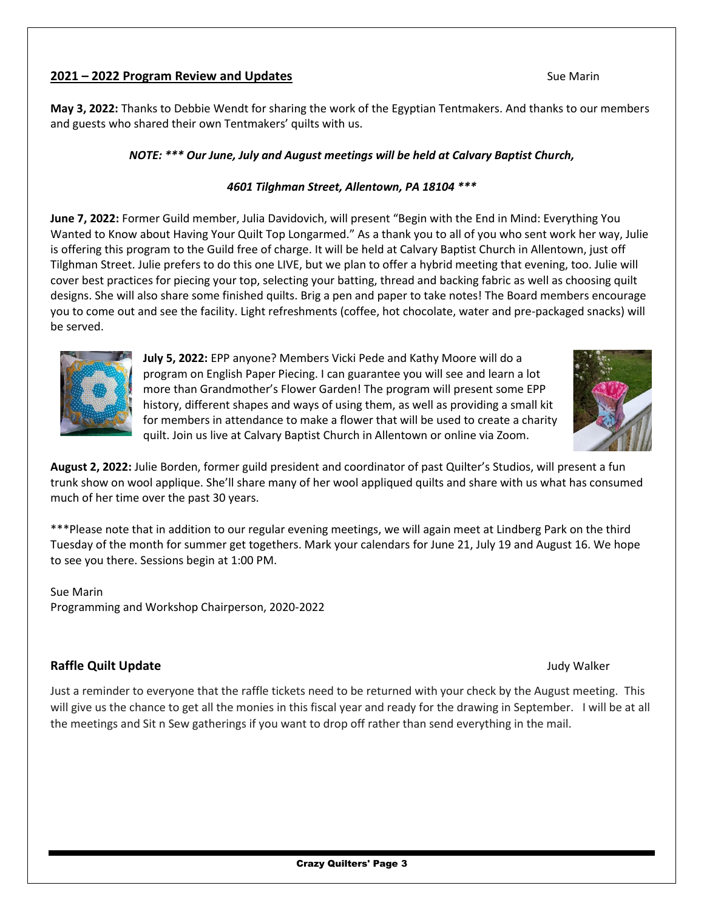## 2021 – 2022 Program Review and Updates

Sue Marin

**May 3, 2022:** Thanks to Debbie Wendt for sharing the work of the Egyptian Tentmakers. And thanks to our members and guests who shared their own Tentmakers' quilts with us.

***NOTE: \*\*\* Our June, July and August meetings will be held at Calvary Baptist Church,***

***4601 Tilghman Street, Allentown, PA 18104 \*\*\****

**June 7, 2022:** Former Guild member, Julia Davidovich, will present "Begin with the End in Mind: Everything You Wanted to Know about Having Your Quilt Top Longarmed." As a thank you to all of you who sent work her way, Julie is offering this program to the Guild free of charge. It will be held at Calvary Baptist Church in Allentown, just off Tilghman Street. Julie prefers to do this one LIVE, but we plan to offer a hybrid meeting that evening, too. Julie will cover best practices for piecing your top, selecting your batting, thread and backing fabric as well as choosing quilt designs. She will also share some finished quilts. Brig a pen and paper to take notes! The Board members encourage you to come out and see the facility. Light refreshments (coffee, hot chocolate, water and pre-packaged snacks) will be served.

**July 5, 2022:** EPP anyone? Members Vicki Pede and Kathy Moore will do a program on English Paper Piecing. I can guarantee you will see and learn a lot more than Grandmother's Flower Garden! The program will present some EPP history, different shapes and ways of using them, as well as providing a small kit for members in attendance to make a flower that will be used to create a charity quilt. Join us live at Calvary Baptist Church in Allentown or online via Zoom.

**August 2, 2022:** Julie Borden, former guild president and coordinator of past Quilter's Studios, will present a fun trunk show on wool applique. She'll share many of her wool appliqued quilts and share with us what has consumed much of her time over the past 30 years.

***Please note that in addition to our regular evening meetings, we will again meet at Lindberg Park on the third Tuesday of the month for summer get togethers. Mark your calendars for June 21, July 19 and August 16. We hope to see you there. Sessions begin at 1:00 PM.

Sue Marin
Programming and Workshop Chairperson, 2020-2022

## Raffle Quilt Update

Judy Walker

Just a reminder to everyone that the raffle tickets need to be returned with your check by the August meeting. This will give us the chance to get all the monies in this fiscal year and ready for the drawing in September. I will be at all the meetings and Sit n Sew gatherings if you want to drop off rather than send everything in the mail.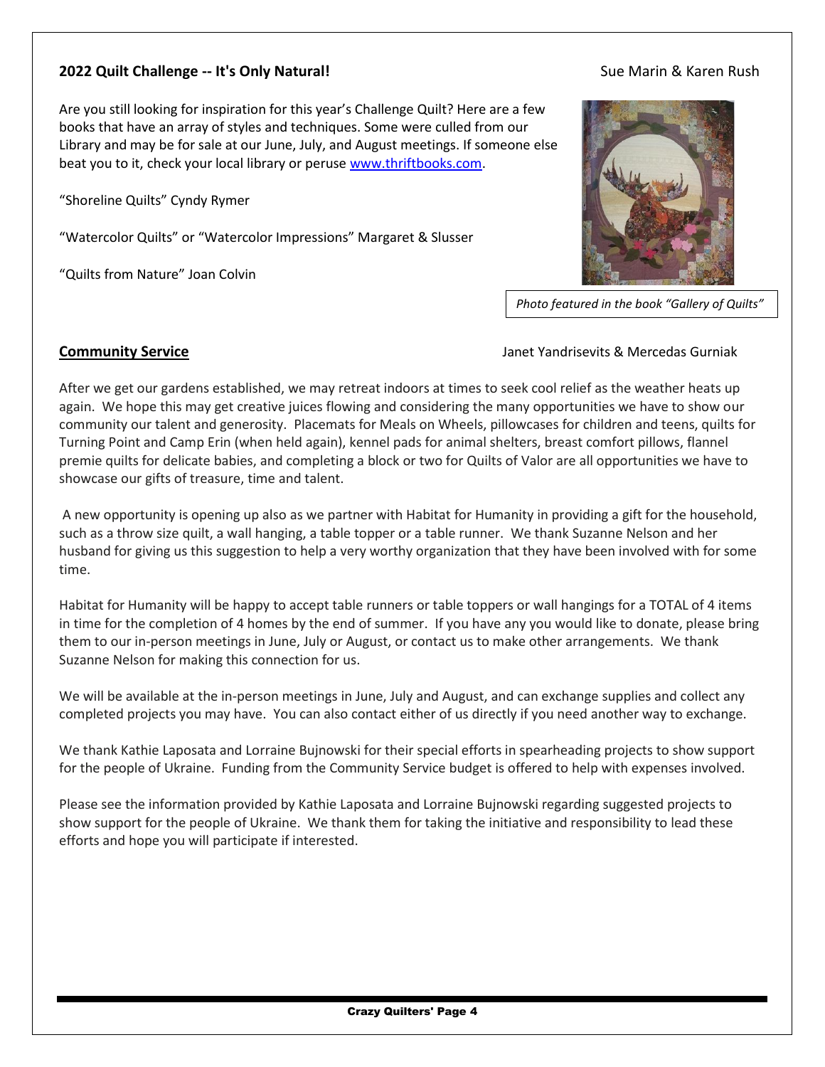## 2022 Quilt Challenge -- It's Only Natural!

Sue Marin & Karen Rush

Are you still looking for inspiration for this year's Challenge Quilt? Here are a few books that have an array of styles and techniques. Some were culled from our Library and may be for sale at our June, July, and August meetings. If someone else beat you to it, check your local library or peruse www.thriftbooks.com.

"Shoreline Quilts" Cyndy Rymer

"Watercolor Quilts" or "Watercolor Impressions" Margaret & Slusser

"Quilts from Nature" Joan Colvin

*Photo featured in the book "Gallery of Quilts"*

## Community Service

Janet Yandrisevits & Mercedas Gurniak

After we get our gardens established, we may retreat indoors at times to seek cool relief as the weather heats up again. We hope this may get creative juices flowing and considering the many opportunities we have to show our community our talent and generosity. Placemats for Meals on Wheels, pillowcases for children and teens, quilts for Turning Point and Camp Erin (when held again), kennel pads for animal shelters, breast comfort pillows, flannel premie quilts for delicate babies, and completing a block or two for Quilts of Valor are all opportunities we have to showcase our gifts of treasure, time and talent.

A new opportunity is opening up also as we partner with Habitat for Humanity in providing a gift for the household, such as a throw size quilt, a wall hanging, a table topper or a table runner. We thank Suzanne Nelson and her husband for giving us this suggestion to help a very worthy organization that they have been involved with for some time.

Habitat for Humanity will be happy to accept table runners or table toppers or wall hangings for a TOTAL of 4 items in time for the completion of 4 homes by the end of summer. If you have any you would like to donate, please bring them to our in-person meetings in June, July or August, or contact us to make other arrangements. We thank Suzanne Nelson for making this connection for us.

We will be available at the in-person meetings in June, July and August, and can exchange supplies and collect any completed projects you may have. You can also contact either of us directly if you need another way to exchange.

We thank Kathie Laposata and Lorraine Bujnowski for their special efforts in spearheading projects to show support for the people of Ukraine. Funding from the Community Service budget is offered to help with expenses involved.

Please see the information provided by Kathie Laposata and Lorraine Bujnowski regarding suggested projects to show support for the people of Ukraine. We thank them for taking the initiative and responsibility to lead these efforts and hope you will participate if interested.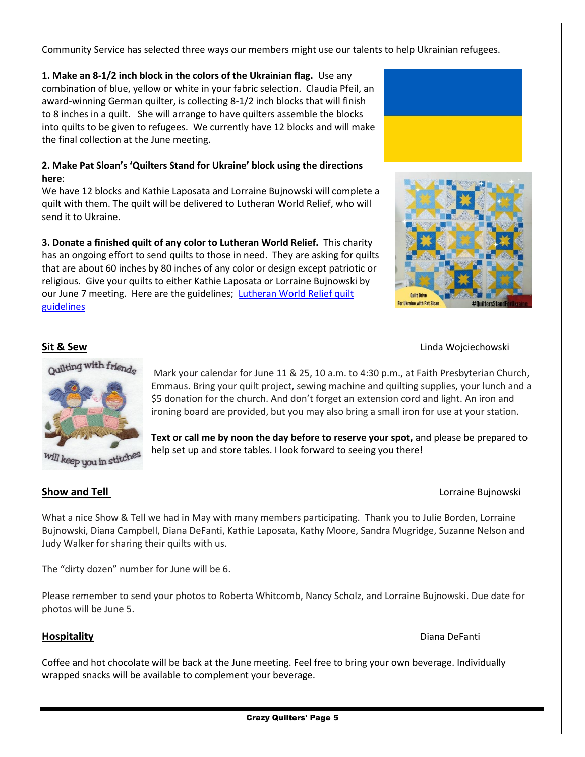Community Service has selected three ways our members might use our talents to help Ukrainian refugees.

**1. Make an 8-1/2 inch block in the colors of the Ukrainian flag.** Use any combination of blue, yellow or white in your fabric selection. Claudia Pfeil, an award-winning German quilter, is collecting 8-1/2 inch blocks that will finish to 8 inches in a quilt. She will arrange to have quilters assemble the blocks into quilts to be given to refugees. We currently have 12 blocks and will make the final collection at the June meeting.

**2. Make Pat Sloan's 'Quilters Stand for Ukraine' block using the directions here**:
We have 12 blocks and Kathie Laposata and Lorraine Bujnowski will complete a quilt with them. The quilt will be delivered to Lutheran World Relief, who will send it to Ukraine.

**3. Donate a finished quilt of any color to Lutheran World Relief.** This charity has an ongoing effort to send quilts to those in need. They are asking for quilts that are about 60 inches by 80 inches of any color or design except patriotic or religious. Give your quilts to either Kathie Laposata or Lorraine Bujnowski by our June 7 meeting. Here are the guidelines; [Lutheran World Relief quilt guidelines]

## Sit & Sew

Linda Wojciechowski

Mark your calendar for June 11 & 25, 10 a.m. to 4:30 p.m., at Faith Presbyterian Church, Emmaus. Bring your quilt project, sewing machine and quilting supplies, your lunch and a $5 donation for the church. And don't forget an extension cord and light. An iron and ironing board are provided, but you may also bring a small iron for use at your station.

**Text or call me by noon the day before to reserve your spot,** and please be prepared to help set up and store tables. I look forward to seeing you there!

## Show and Tell

Lorraine Bujnowski

What a nice Show & Tell we had in May with many members participating. Thank you to Julie Borden, Lorraine Bujnowski, Diana Campbell, Diana DeFanti, Kathie Laposata, Kathy Moore, Sandra Mugridge, Suzanne Nelson and Judy Walker for sharing their quilts with us.

The "dirty dozen" number for June will be 6.

Please remember to send your photos to Roberta Whitcomb, Nancy Scholz, and Lorraine Bujnowski. Due date for photos will be June 5.

## Hospitality

Diana DeFanti

Coffee and hot chocolate will be back at the June meeting. Feel free to bring your own beverage. Individually wrapped snacks will be available to complement your beverage.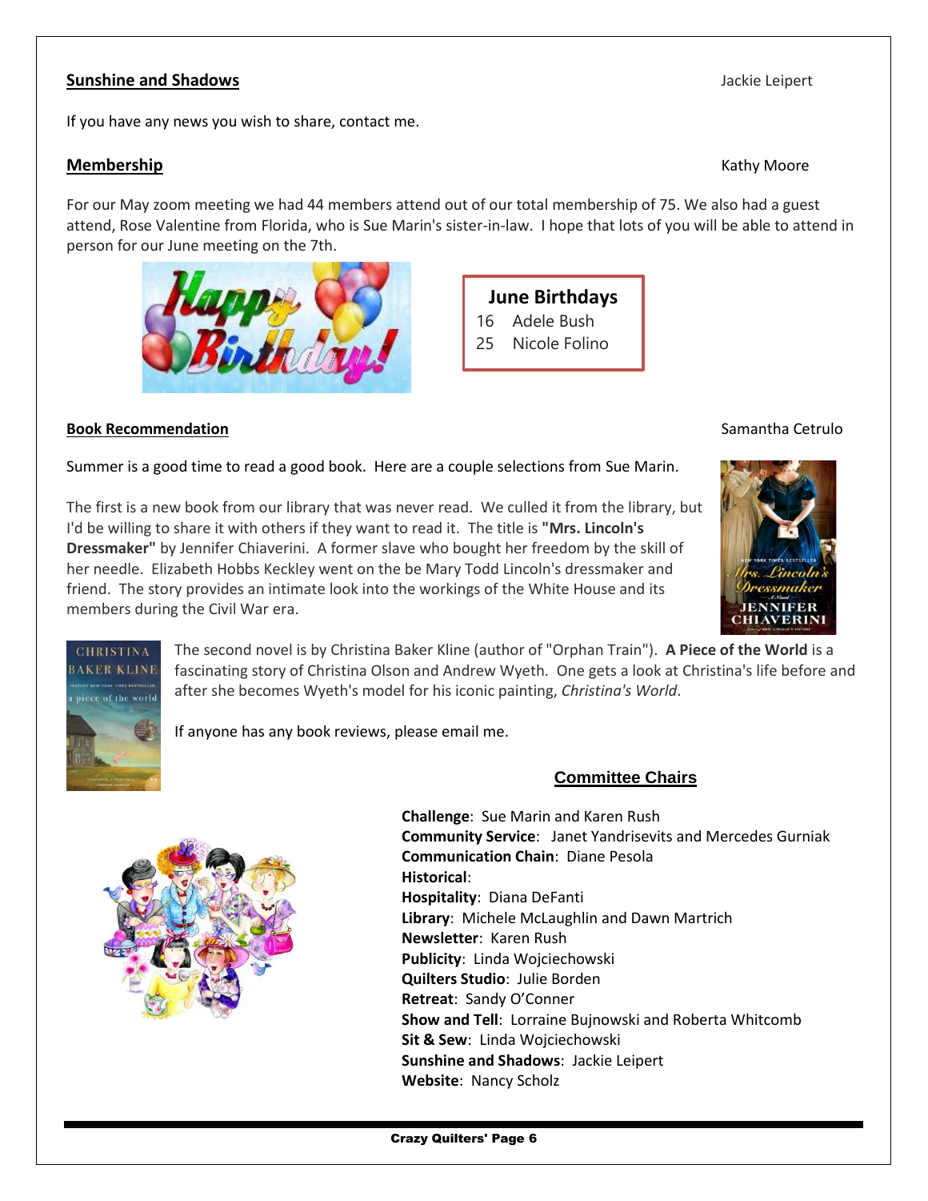## Sunshine and Shadows

Jackie Leipert

If you have any news you wish to share, contact me.

## Membership

Kathy Moore

For our May zoom meeting we had 44 members attend out of our total membership of 75. We also had a guest attend, Rose Valentine from Florida, who is Sue Marin's sister-in-law. I hope that lots of you will be able to attend in person for our June meeting on the 7th.

**June Birthdays**

16 Adele Bush
25 Nicole Folino

## Book Recommendation

Samantha Cetrulo

Summer is a good time to read a good book. Here are a couple selections from Sue Marin.

The first is a new book from our library that was never read. We culled it from the library, but I'd be willing to share it with others if they want to read it. The title is **"Mrs. Lincoln's Dressmaker"** by Jennifer Chiaverini. A former slave who bought her freedom by the skill of her needle. Elizabeth Hobbs Keckley went on the be Mary Todd Lincoln's dressmaker and friend. The story provides an intimate look into the workings of the White House and its members during the Civil War era.

The second novel is by Christina Baker Kline (author of "Orphan Train"). **A Piece of the World** is a fascinating story of Christina Olson and Andrew Wyeth. One gets a look at Christina's life before and after she becomes Wyeth's model for his iconic painting, *Christina's World*.

If anyone has any book reviews, please email me.

## Committee Chairs

**Challenge**: Sue Marin and Karen Rush
**Community Service**: Janet Yandrisevits and Mercedes Gurniak
**Communication Chain**: Diane Pesola
**Historical**:
**Hospitality**: Diana DeFanti
**Library**: Michele McLaughlin and Dawn Martrich
**Newsletter**: Karen Rush
**Publicity**: Linda Wojciechowski
**Quilters Studio**: Julie Borden
**Retreat**: Sandy O'Conner
**Show and Tell**: Lorraine Bujnowski and Roberta Whitcomb
**Sit & Sew**: Linda Wojciechowski
**Sunshine and Shadows**: Jackie Leipert
**Website**: Nancy Scholz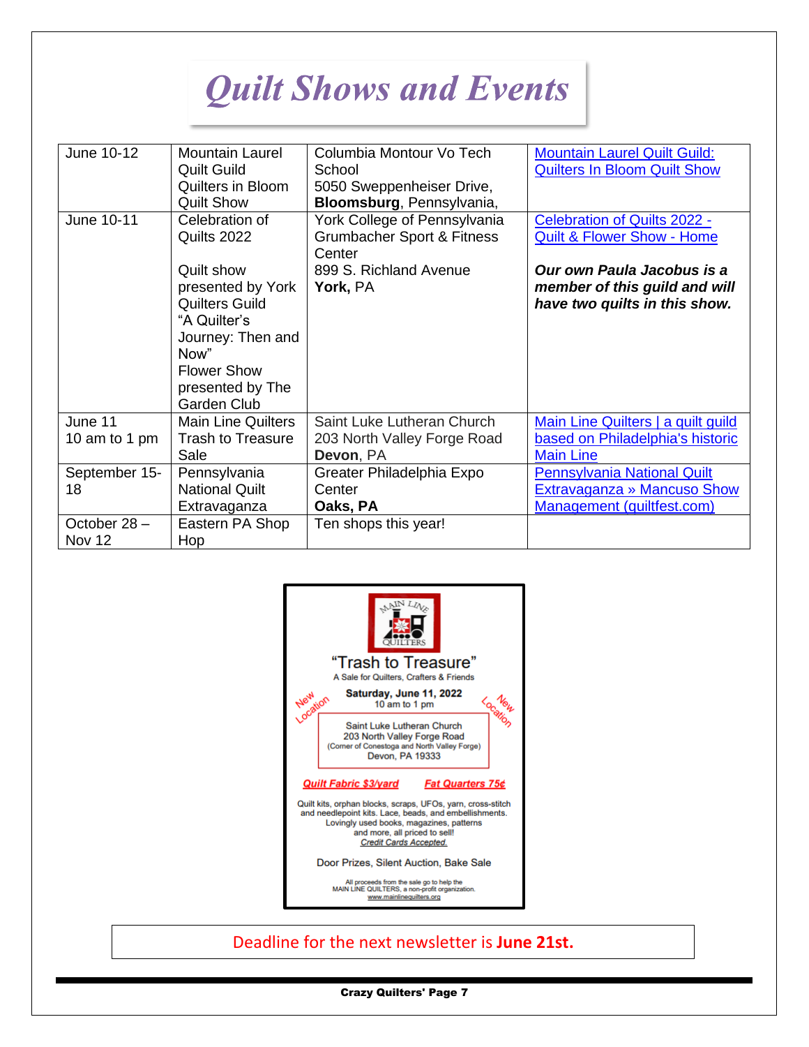# *Quilt Shows and Events*

| | | | |
|---|---|---|---|
| June 10-12 | Mountain Laurel Quilt Guild Quilters in Bloom Quilt Show | Columbia Montour Vo Tech School<br>5050 Sweppenheiser Drive, **Bloomsburg**, Pennsylvania, | [Mountain Laurel Quilt Guild: Quilters In Bloom Quilt Show] |
| June 10-11 | Celebration of Quilts 2022<br><br>Quilt show presented by York Quilters Guild "A Quilter's Journey: Then and Now"<br>Flower Show presented by The Garden Club | York College of Pennsylvania Grumbacher Sport & Fitness Center<br>899 S. Richland Avenue<br>**York,** PA | [Celebration of Quilts 2022 - Quilt & Flower Show - Home]<br><br>***Our own Paula Jacobus is a member of this guild and will have two quilts in this show.*** |
| June 11<br>10 am to 1 pm | Main Line Quilters Trash to Treasure Sale | Saint Luke Lutheran Church<br>203 North Valley Forge Road<br>**Devon**, PA | [Main Line Quilters \| a quilt guild based on Philadelphia's historic Main Line] |
| September 15-18 | Pennsylvania National Quilt Extravaganza | Greater Philadelphia Expo Center<br>**Oaks, PA** | [Pennsylvania National Quilt Extravaganza » Mancuso Show Management (quiltfest.com)] |
| October 28 – Nov 12 | Eastern PA Shop Hop | Ten shops this year! | |

MAIN LINE QUILTERS

"Trash to Treasure"

A Sale for Quilters, Crafters & Friends

New Location

**Saturday, June 11, 2022**
10 am to 1 pm

New Location

Saint Luke Lutheran Church
203 North Valley Forge Road
(Corner of Conestoga and North Valley Forge)
Devon, PA 19333

***Quilt Fabric $3/yard*** ***Fat Quarters 75¢***

Quilt kits, orphan blocks, scraps, UFOs, yarn, cross-stitch and needlepoint kits. Lace, beads, and embellishments. Lovingly used books, magazines, patterns and more, all priced to sell!
*Credit Cards Accepted.*

Door Prizes, Silent Auction, Bake Sale

All proceeds from the sale go to help the MAIN LINE QUILTERS, a non-profit organization.
www.mainlinequilters.org

Deadline for the next newsletter is **June 21st.**